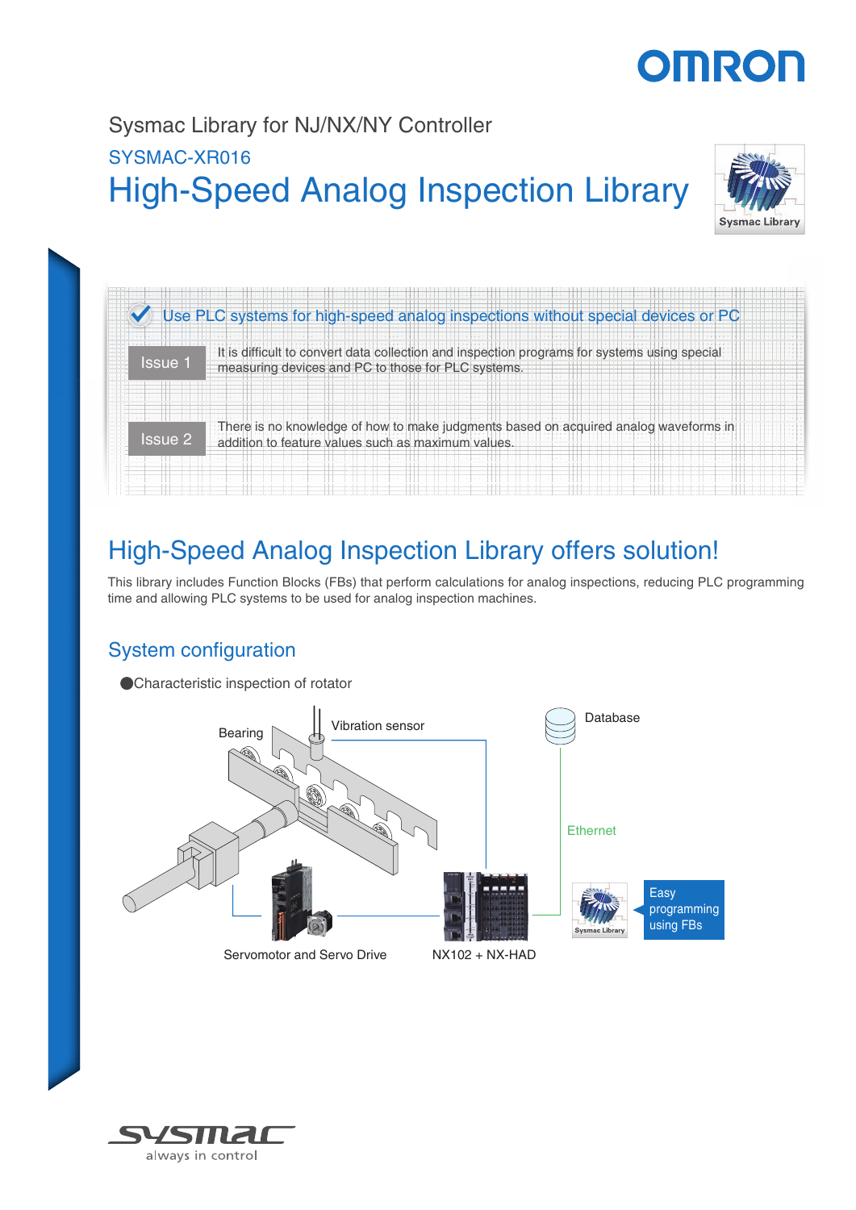Sysmac Library for NJ/NX/NY Controller

SYSMAC-XR016

# High-Speed Analog Inspection Library

Use PLC systems for high-speed analog inspections without special devices or PC

**Issue 1** It is difficult to convert data collection and inspection programs for systems using special measuring devices and PC to those for PLC systems.

**Issue 2** There is no knowledge of how to make judgments based on acquired analog waveforms in addition to feature values such as maximum values.

## High-Speed Analog Inspection Library offers solution!

This library includes Function Blocks (FBs) that perform calculations for analog inspections, reducing PLC programming time and allowing PLC systems to be used for analog inspection machines.

### System configuration

●Characteristic inspection of rotator

Bearing

Vibration sensor

Database

Ethernet

Easy programming using FBs

Servomotor and Servo Drive

NX102 + NX-HAD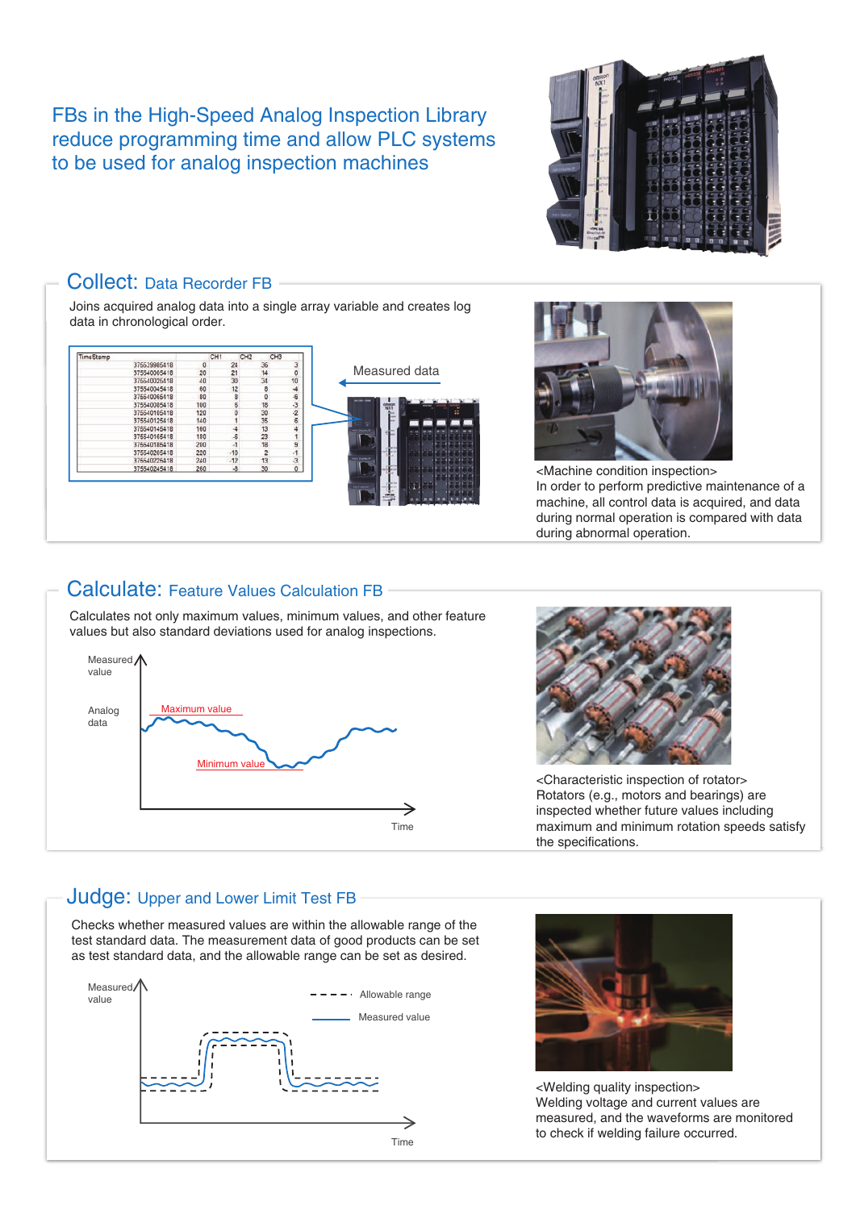# FBs in the High-Speed Analog Inspection Library reduce programming time and allow PLC systems to be used for analog inspection machines

## Collect: Data Recorder FB

Joins acquired analog data into a single array variable and creates log data in chronological order.

| TimeStamp | | CH1 | CH2 | CH3 |
|---|---|---|---|---|
| 375539985418 | 0 | 24 | 36 | 3 |
| 375540065418 | 20 | 21 | 14 | 0 |
| 375540025418 | 40 | 30 | 34 | 10 |
| 375540045418 | 60 | 12 | 8 | -4 |
| 375540065418 | 80 | 8 | 0 | -6 |
| 375540085418 | 100 | 5 | 18 | -3 |
| 375540105418 | 120 | 0 | 30 | -2 |
| 375540125418 | 140 | 1 | 35 | 6 |
| 375540145418 | 160 | -4 | 13 | 4 |
| 375540165418 | 180 | -5 | 23 | 1 |
| 375540185418 | 200 | -1 | 18 | 9 |
| 375540205418 | 220 | -10 | 2 | -1 |
| 375540225418 | 240 | -12 | 13 | -3 |
| 375540245418 | 260 | -8 | 30 | 0 |

Measured data

<Machine condition inspection>
In order to perform predictive maintenance of a machine, all control data is acquired, and data during normal operation is compared with data during abnormal operation.

## Calculate: Feature Values Calculation FB

Calculates not only maximum values, minimum values, and other feature values but also standard deviations used for analog inspections.

Measured value
Analog data
Maximum value
Minimum value
Time

<Characteristic inspection of rotator>
Rotators (e.g., motors and bearings) are inspected whether future values including maximum and minimum rotation speeds satisfy the specifications.

## Judge: Upper and Lower Limit Test FB

Checks whether measured values are within the allowable range of the test standard data. The measurement data of good products can be set as test standard data, and the allowable range can be set as desired.

Measured value
Allowable range
Measured value
Time

<Welding quality inspection>
Welding voltage and current values are measured, and the waveforms are monitored to check if welding failure occurred.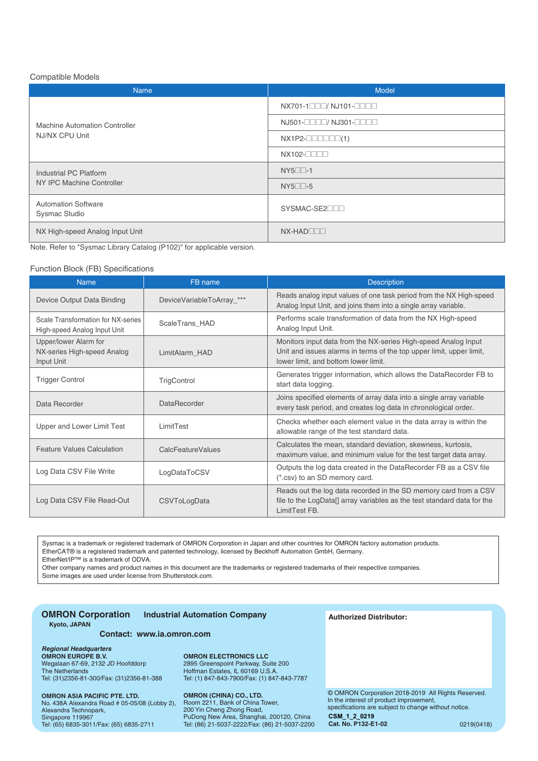Compatible Models

| Name | Model |
|---|---|
| Machine Automation Controller<br>NJ/NX CPU Unit | NX701-1□□□/ NJ101-□□□□ |
| | NJ501-□□□□/ NJ301-□□□□ |
| | NX1P2-□□□□□□(1) |
| | NX102-□□□□ |
| Industrial PC Platform<br>NY IPC Machine Controller | NY5□□-1 |
| | NY5□□-5 |
| Automation Software<br>Sysmac Studio | SYSMAC-SE2□□□ |
| NX High-speed Analog Input Unit | NX-HAD□□□ |

Note. Refer to "Sysmac Library Catalog (P102)" for applicable version.

Function Block (FB) Specifications

| Name | FB name | Description |
|---|---|---|
| Device Output Data Binding | DeviceVariableToArray_*** | Reads analog input values of one task period from the NX High-speed Analog Input Unit, and joins them into a single array variable. |
| Scale Transformation for NX-series High-speed Analog Input Unit | ScaleTrans_HAD | Performs scale transformation of data from the NX High-speed Analog Input Unit. |
| Upper/lower Alarm for NX-series High-speed Analog Input Unit | LimitAlarm_HAD | Monitors input data from the NX-series High-speed Analog Input Unit and issues alarms in terms of the top upper limit, upper limit, lower limit, and bottom lower limit. |
| Trigger Control | TrigControl | Generates trigger information, which allows the DataRecorder FB to start data logging. |
| Data Recorder | DataRecorder | Joins specified elements of array data into a single array variable every task period, and creates log data in chronological order. |
| Upper and Lower Limit Test | LimitTest | Checks whether each element value in the data array is within the allowable range of the test standard data. |
| Feature Values Calculation | CalcFeatureValues | Calculates the mean, standard deviation, skewness, kurtosis, maximum value, and minimum value for the test target data array. |
| Log Data CSV File Write | LogDataToCSV | Outputs the log data created in the DataRecorder FB as a CSV file (*.csv) to an SD memory card. |
| Log Data CSV File Read-Out | CSVToLogData | Reads out the log data recorded in the SD memory card from a CSV file to the LogData[] array variables as the test standard data for the LimitTest FB. |

Sysmac is a trademark or registered trademark of OMRON Corporation in Japan and other countries for OMRON factory automation products.
EtherCAT® is a registered trademark and patented technology, licensed by Beckhoff Automation GmbH, Germany.
EtherNet/IP™ is a trademark of ODVA.
Other company names and product names in this document are the trademarks or registered trademarks of their respective companies.
Some images are used under license from Shutterstock.com.

**OMRON Corporation** **Industrial Automation Company**
**Kyoto, JAPAN**

**Contact: www.ia.omron.com**

***Regional Headquarters***

**OMRON EUROPE B.V.**
Wegalaan 67-69, 2132 JD Hoofddorp
The Netherlands
Tel: (31)2356-81-300/Fax: (31)2356-81-388

**OMRON ASIA PACIFIC PTE. LTD.**
No. 438A Alexandra Road # 05-05/08 (Lobby 2),
Alexandra Technopark,
Singapore 119967
Tel: (65) 6835-3011/Fax: (65) 6835-2711

**OMRON ELECTRONICS LLC**
2895 Greenspoint Parkway, Suite 200
Hoffman Estates, IL 60169 U.S.A.
Tel: (1) 847-843-7900/Fax: (1) 847-843-7787

**OMRON (CHINA) CO., LTD.**
Room 2211, Bank of China Tower,
200 Yin Cheng Zhong Road,
PuDong New Area, Shanghai, 200120, China
Tel: (86) 21-5037-2222/Fax: (86) 21-5037-2200

**Authorized Distributor:**

© OMRON Corporation 2018-2019 All Rights Reserved.
In the interest of product improvement,
specifications are subject to change without notice.

**CSM_1_2_0219**
**Cat. No. P132-E1-02** 0219(0418)